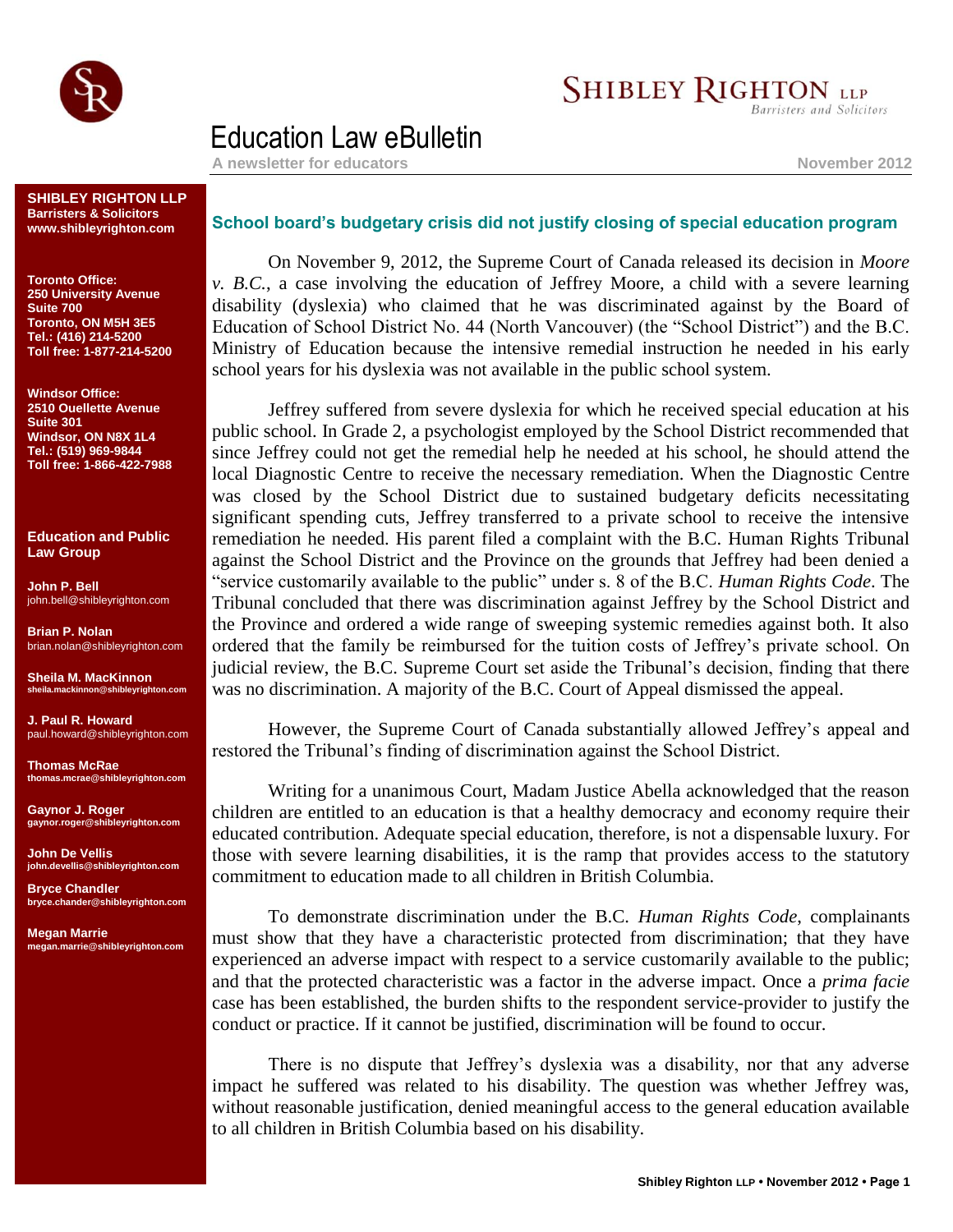# Education Law eBulletin

**A newsletter for educators**

**November 2012**

**SHIBLEY RIGHTON LLP**
**Barristers & Solicitors**
**www.shibleyrighton.com**

**Toronto Office:**
**250 University Avenue**
**Suite 700**
**Toronto, ON M5H 3E5**
**Tel.: (416) 214-5200**
**Toll free: 1-877-214-5200**

**Windsor Office:**
**2510 Ouellette Avenue**
**Suite 301**
**Windsor, ON N8X 1L4**
**Tel.: (519) 969-9844**
**Toll free: 1-866-422-7988**

**Education and Public Law Group**

**John P. Bell**
john.bell@shibleyrighton.com

**Brian P. Nolan**
brian.nolan@shibleyrighton.com

**Sheila M. MacKinnon**
sheila.mackinnon@shibleyrighton.com

**J. Paul R. Howard**
paul.howard@shibleyrighton.com

**Thomas McRae**
thomas.mcrae@shibleyrighton.com

**Gaynor J. Roger**
gaynor.roger@shibleyrighton.com

**John De Vellis**
john.devellis@shibleyrighton.com

**Bryce Chandler**
bryce.chander@shibleyrighton.com

**Megan Marrie**
megan.marrie@shibleyrighton.com

## School board's budgetary crisis did not justify closing of special education program

On November 9, 2012, the Supreme Court of Canada released its decision in *Moore v. B.C.*, a case involving the education of Jeffrey Moore, a child with a severe learning disability (dyslexia) who claimed that he was discriminated against by the Board of Education of School District No. 44 (North Vancouver) (the "School District") and the B.C. Ministry of Education because the intensive remedial instruction he needed in his early school years for his dyslexia was not available in the public school system.

Jeffrey suffered from severe dyslexia for which he received special education at his public school. In Grade 2, a psychologist employed by the School District recommended that since Jeffrey could not get the remedial help he needed at his school, he should attend the local Diagnostic Centre to receive the necessary remediation. When the Diagnostic Centre was closed by the School District due to sustained budgetary deficits necessitating significant spending cuts, Jeffrey transferred to a private school to receive the intensive remediation he needed. His parent filed a complaint with the B.C. Human Rights Tribunal against the School District and the Province on the grounds that Jeffrey had been denied a "service customarily available to the public" under s. 8 of the B.C. *Human Rights Code*. The Tribunal concluded that there was discrimination against Jeffrey by the School District and the Province and ordered a wide range of sweeping systemic remedies against both. It also ordered that the family be reimbursed for the tuition costs of Jeffrey's private school. On judicial review, the B.C. Supreme Court set aside the Tribunal's decision, finding that there was no discrimination. A majority of the B.C. Court of Appeal dismissed the appeal.

However, the Supreme Court of Canada substantially allowed Jeffrey's appeal and restored the Tribunal's finding of discrimination against the School District.

Writing for a unanimous Court, Madam Justice Abella acknowledged that the reason children are entitled to an education is that a healthy democracy and economy require their educated contribution. Adequate special education, therefore, is not a dispensable luxury. For those with severe learning disabilities, it is the ramp that provides access to the statutory commitment to education made to all children in British Columbia.

To demonstrate discrimination under the B.C. *Human Rights Code*, complainants must show that they have a characteristic protected from discrimination; that they have experienced an adverse impact with respect to a service customarily available to the public; and that the protected characteristic was a factor in the adverse impact. Once a *prima facie* case has been established, the burden shifts to the respondent service-provider to justify the conduct or practice. If it cannot be justified, discrimination will be found to occur.

There is no dispute that Jeffrey's dyslexia was a disability, nor that any adverse impact he suffered was related to his disability. The question was whether Jeffrey was, without reasonable justification, denied meaningful access to the general education available to all children in British Columbia based on his disability.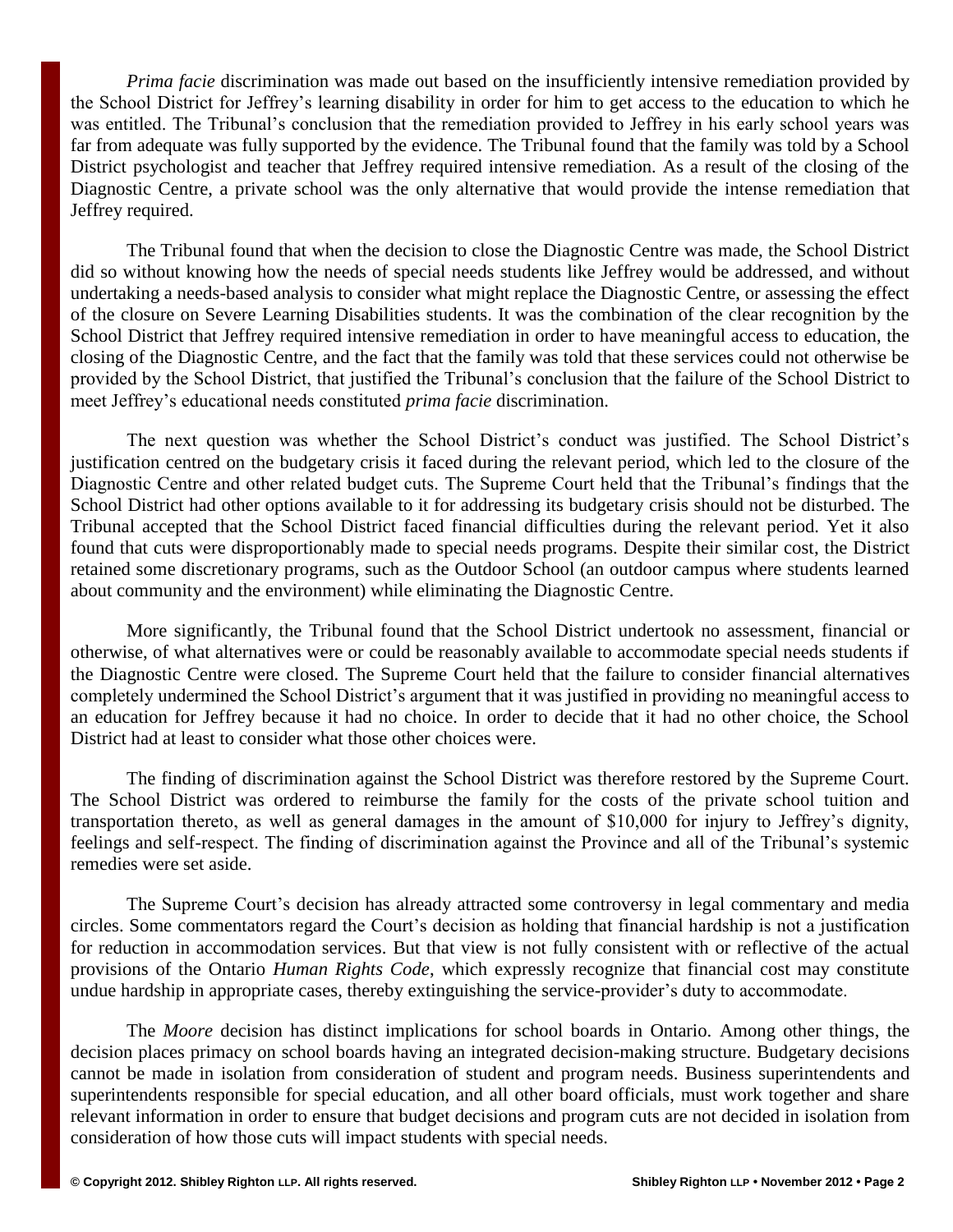*Prima facie* discrimination was made out based on the insufficiently intensive remediation provided by the School District for Jeffrey's learning disability in order for him to get access to the education to which he was entitled. The Tribunal's conclusion that the remediation provided to Jeffrey in his early school years was far from adequate was fully supported by the evidence. The Tribunal found that the family was told by a School District psychologist and teacher that Jeffrey required intensive remediation. As a result of the closing of the Diagnostic Centre, a private school was the only alternative that would provide the intense remediation that Jeffrey required.

The Tribunal found that when the decision to close the Diagnostic Centre was made, the School District did so without knowing how the needs of special needs students like Jeffrey would be addressed, and without undertaking a needs-based analysis to consider what might replace the Diagnostic Centre, or assessing the effect of the closure on Severe Learning Disabilities students. It was the combination of the clear recognition by the School District that Jeffrey required intensive remediation in order to have meaningful access to education, the closing of the Diagnostic Centre, and the fact that the family was told that these services could not otherwise be provided by the School District, that justified the Tribunal's conclusion that the failure of the School District to meet Jeffrey's educational needs constituted *prima facie* discrimination.

The next question was whether the School District's conduct was justified. The School District's justification centred on the budgetary crisis it faced during the relevant period, which led to the closure of the Diagnostic Centre and other related budget cuts. The Supreme Court held that the Tribunal's findings that the School District had other options available to it for addressing its budgetary crisis should not be disturbed. The Tribunal accepted that the School District faced financial difficulties during the relevant period. Yet it also found that cuts were disproportionably made to special needs programs. Despite their similar cost, the District retained some discretionary programs, such as the Outdoor School (an outdoor campus where students learned about community and the environment) while eliminating the Diagnostic Centre.

More significantly, the Tribunal found that the School District undertook no assessment, financial or otherwise, of what alternatives were or could be reasonably available to accommodate special needs students if the Diagnostic Centre were closed. The Supreme Court held that the failure to consider financial alternatives completely undermined the School District's argument that it was justified in providing no meaningful access to an education for Jeffrey because it had no choice. In order to decide that it had no other choice, the School District had at least to consider what those other choices were.

The finding of discrimination against the School District was therefore restored by the Supreme Court. The School District was ordered to reimburse the family for the costs of the private school tuition and transportation thereto, as well as general damages in the amount of $10,000 for injury to Jeffrey's dignity, feelings and self-respect. The finding of discrimination against the Province and all of the Tribunal's systemic remedies were set aside.

The Supreme Court's decision has already attracted some controversy in legal commentary and media circles. Some commentators regard the Court's decision as holding that financial hardship is not a justification for reduction in accommodation services. But that view is not fully consistent with or reflective of the actual provisions of the Ontario *Human Rights Code*, which expressly recognize that financial cost may constitute undue hardship in appropriate cases, thereby extinguishing the service-provider's duty to accommodate.

The *Moore* decision has distinct implications for school boards in Ontario. Among other things, the decision places primacy on school boards having an integrated decision-making structure. Budgetary decisions cannot be made in isolation from consideration of student and program needs. Business superintendents and superintendents responsible for special education, and all other board officials, must work together and share relevant information in order to ensure that budget decisions and program cuts are not decided in isolation from consideration of how those cuts will impact students with special needs.

**© Copyright 2012. Shibley Righton LLP. All rights reserved.**